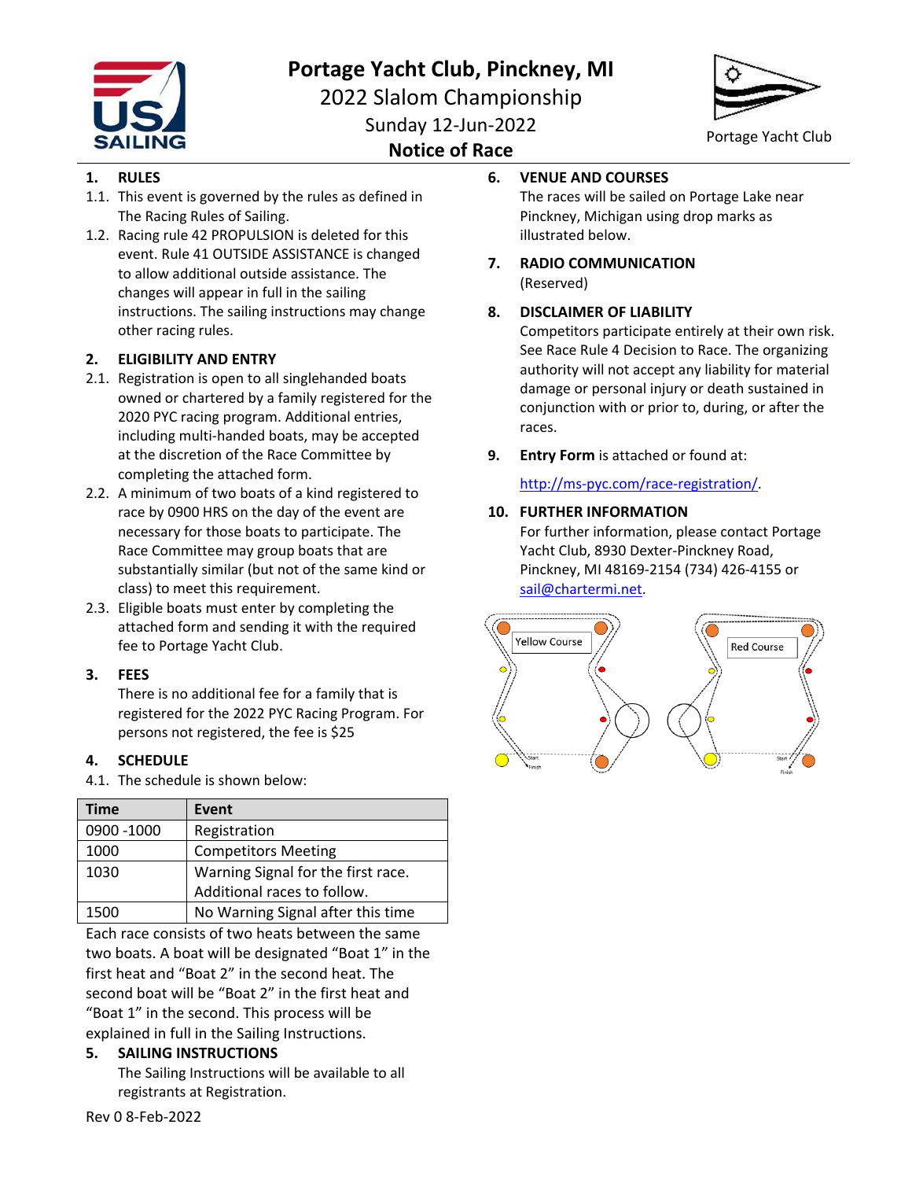# Portage Yacht Club, Pinckney, MI

## 2022 Slalom Championship

Sunday 12-Jun-2022

**Notice of Race**

Portage Yacht Club

## 1. RULES

1.1. This event is governed by the rules as defined in The Racing Rules of Sailing.

1.2. Racing rule 42 PROPULSION is deleted for this event. Rule 41 OUTSIDE ASSISTANCE is changed to allow additional outside assistance. The changes will appear in full in the sailing instructions. The sailing instructions may change other racing rules.

## 2. ELIGIBILITY AND ENTRY

2.1. Registration is open to all singlehanded boats owned or chartered by a family registered for the 2020 PYC racing program. Additional entries, including multi-handed boats, may be accepted at the discretion of the Race Committee by completing the attached form.

2.2. A minimum of two boats of a kind registered to race by 0900 HRS on the day of the event are necessary for those boats to participate. The Race Committee may group boats that are substantially similar (but not of the same kind or class) to meet this requirement.

2.3. Eligible boats must enter by completing the attached form and sending it with the required fee to Portage Yacht Club.

## 3. FEES

There is no additional fee for a family that is registered for the 2022 PYC Racing Program. For persons not registered, the fee is $25

## 4. SCHEDULE

4.1. The schedule is shown below:

| Time | Event |
|---|---|
| 0900 -1000 | Registration |
| 1000 | Competitors Meeting |
| 1030 | Warning Signal for the first race. Additional races to follow. |
| 1500 | No Warning Signal after this time |

Each race consists of two heats between the same two boats. A boat will be designated "Boat 1" in the first heat and "Boat 2" in the second heat. The second boat will be "Boat 2" in the first heat and "Boat 1" in the second. This process will be explained in full in the Sailing Instructions.

## 5. SAILING INSTRUCTIONS

The Sailing Instructions will be available to all registrants at Registration.

## 6. VENUE AND COURSES

The races will be sailed on Portage Lake near Pinckney, Michigan using drop marks as illustrated below.

## 7. RADIO COMMUNICATION

(Reserved)

## 8. DISCLAIMER OF LIABILITY

Competitors participate entirely at their own risk. See Race Rule 4 Decision to Race. The organizing authority will not accept any liability for material damage or personal injury or death sustained in conjunction with or prior to, during, or after the races.

## 9. **Entry Form** is attached or found at:

http://ms-pyc.com/race-registration/.

## 10. FURTHER INFORMATION

For further information, please contact Portage Yacht Club, 8930 Dexter-Pinckney Road, Pinckney, MI 48169-2154 (734) 426-4155 or sail@chartermi.net.

Yellow Course

Red Course

Rev 0 8-Feb-2022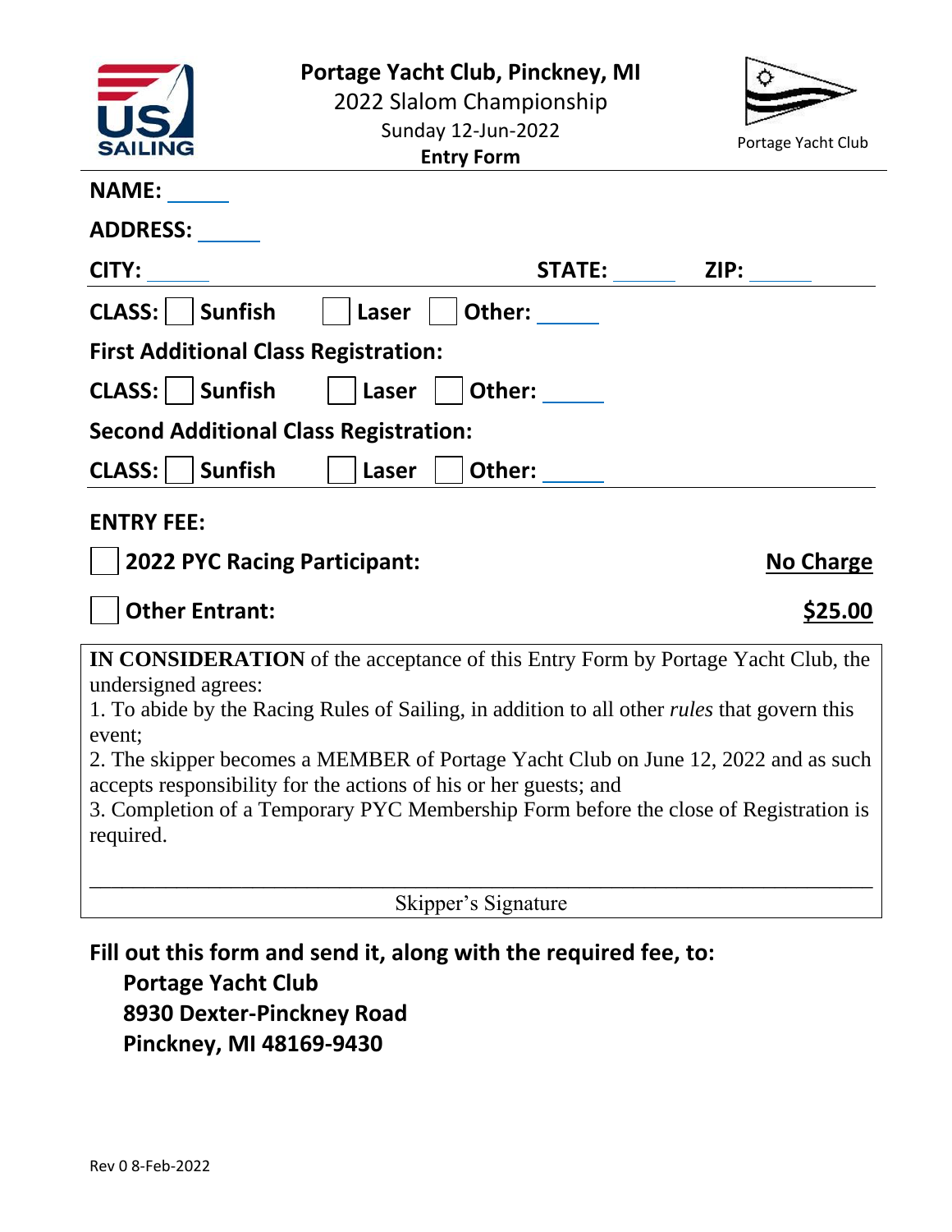# Portage Yacht Club, Pinckney, MI

2022 Slalom Championship

Sunday 12-Jun-2022

**Entry Form**

Portage Yacht Club

**NAME:** ______

**ADDRESS:** ______

**CITY:** ______ **STATE:** ______ **ZIP:** ______

**CLASS:** ☐ **Sunfish** ☐ **Laser** ☐ **Other:** ______

**First Additional Class Registration:**

**CLASS:** ☐ **Sunfish** ☐ **Laser** ☐ **Other:** ______

**Second Additional Class Registration:**

**CLASS:** ☐ **Sunfish** ☐ **Laser** ☐ **Other:** ______

**ENTRY FEE:**

☐ **2022 PYC Racing Participant:** **No Charge**

☐ **Other Entrant:** **$25.00**

**IN CONSIDERATION** of the acceptance of this Entry Form by Portage Yacht Club, the undersigned agrees:

1. To abide by the Racing Rules of Sailing, in addition to all other *rules* that govern this event;
2. The skipper becomes a MEMBER of Portage Yacht Club on June 12, 2022 and as such accepts responsibility for the actions of his or her guests; and
3. Completion of a Temporary PYC Membership Form before the close of Registration is required.

______________________________________________

Skipper's Signature

**Fill out this form and send it, along with the required fee, to:**

**Portage Yacht Club**
**8930 Dexter-Pinckney Road**
**Pinckney, MI 48169-9430**

Rev 0 8-Feb-2022